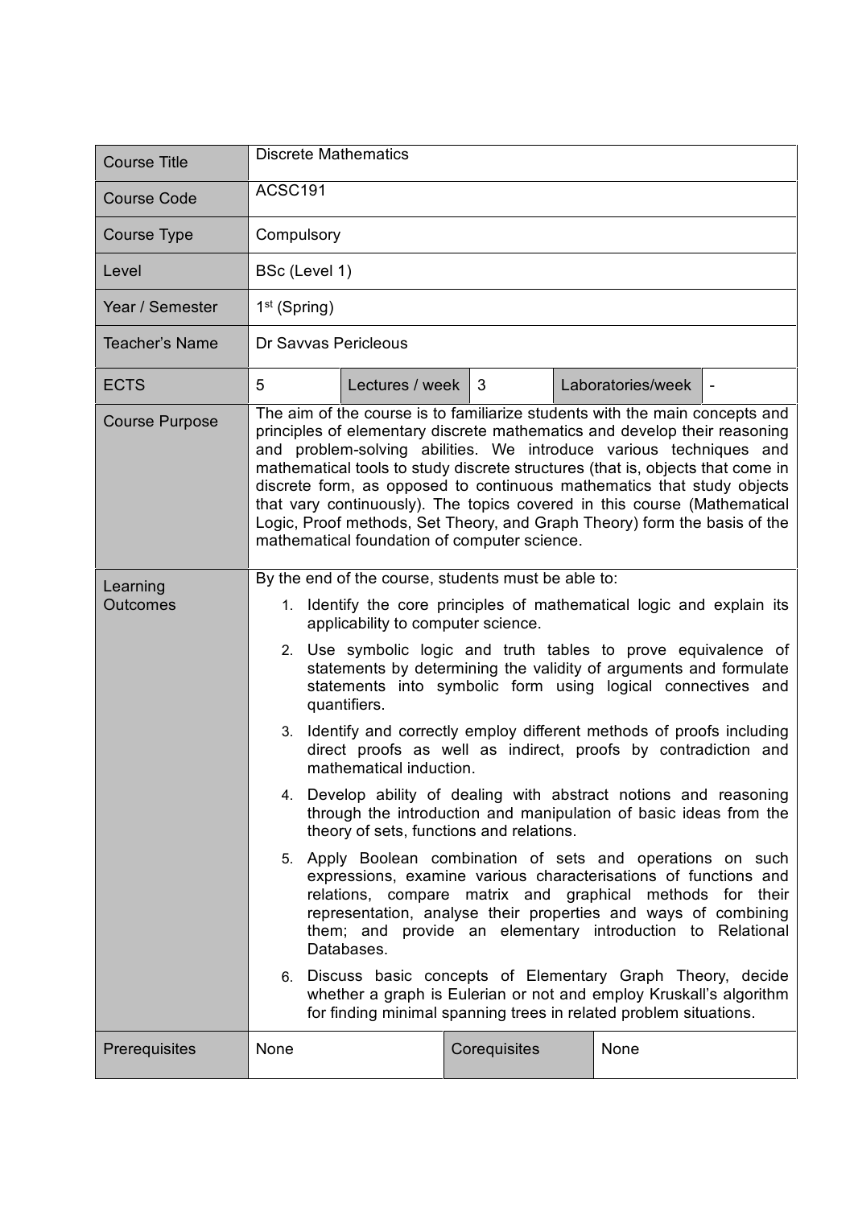| Course Title | Discrete Mathematics | | | | |
|---|---|---|---|---|---|
| Course Code | ACSC191 | | | | |
| Course Type | Compulsory | | | | |
| Level | BSc (Level 1) | | | | |
| Year / Semester | 1st (Spring) | | | | |
| Teacher's Name | Dr Savvas Pericleous | | | | |
| ECTS | 5 | Lectures / week | 3 | Laboratories/week | - |
| Course Purpose | The aim of the course is to familiarize students with the main concepts and principles of elementary discrete mathematics and develop their reasoning and problem-solving abilities. We introduce various techniques and mathematical tools to study discrete structures (that is, objects that come in discrete form, as opposed to continuous mathematics that study objects that vary continuously). The topics covered in this course (Mathematical Logic, Proof methods, Set Theory, and Graph Theory) form the basis of the mathematical foundation of computer science. | | | | |
| Learning Outcomes | By the end of the course, students must be able to:<br>1. Identify the core principles of mathematical logic and explain its applicability to computer science.<br>2. Use symbolic logic and truth tables to prove equivalence of statements by determining the validity of arguments and formulate statements into symbolic form using logical connectives and quantifiers.<br>3. Identify and correctly employ different methods of proofs including direct proofs as well as indirect, proofs by contradiction and mathematical induction.<br>4. Develop ability of dealing with abstract notions and reasoning through the introduction and manipulation of basic ideas from the theory of sets, functions and relations.<br>5. Apply Boolean combination of sets and operations on such expressions, examine various characterisations of functions and relations, compare matrix and graphical methods for their representation, analyse their properties and ways of combining them; and provide an elementary introduction to Relational Databases.<br>6. Discuss basic concepts of Elementary Graph Theory, decide whether a graph is Eulerian or not and employ Kruskall's algorithm for finding minimal spanning trees in related problem situations. | | | | |
| Prerequisites | None | Corequisites | None | | |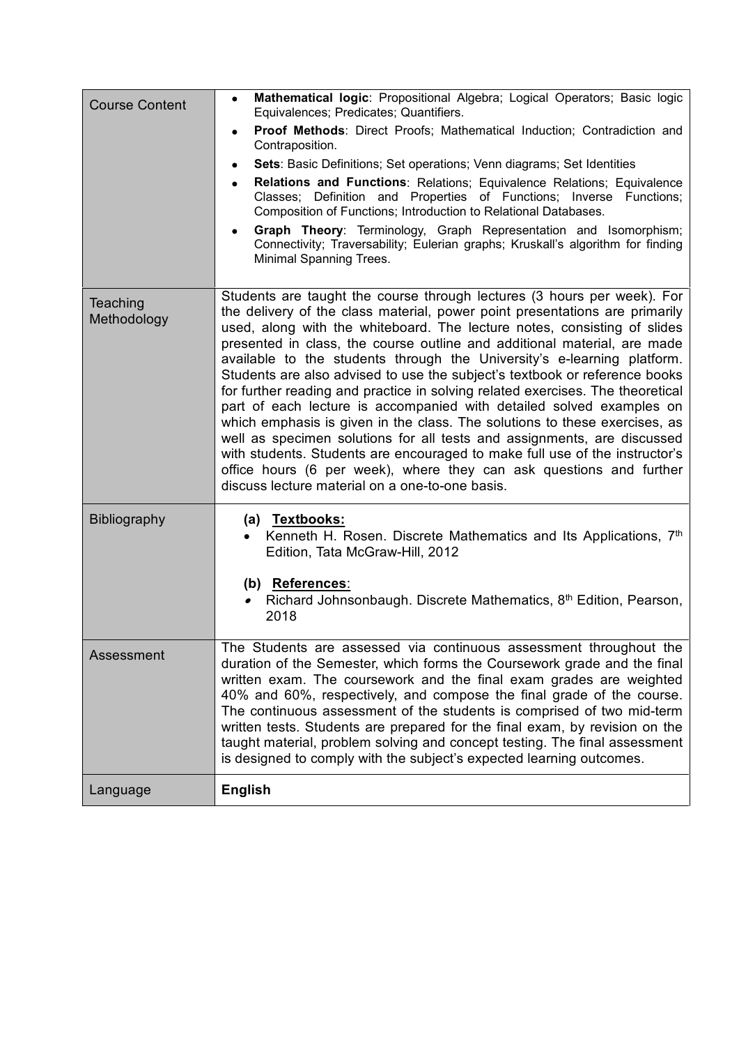| | |
|---|---|
| Course Content | • **Mathematical logic**: Propositional Algebra; Logical Operators; Basic logic Equivalences; Predicates; Quantifiers.<br>• **Proof Methods**: Direct Proofs; Mathematical Induction; Contradiction and Contraposition.<br>• **Sets**: Basic Definitions; Set operations; Venn diagrams; Set Identities<br>• **Relations and Functions**: Relations; Equivalence Relations; Equivalence Classes; Definition and Properties of Functions; Inverse Functions; Composition of Functions; Introduction to Relational Databases.<br>• **Graph Theory**: Terminology, Graph Representation and Isomorphism; Connectivity; Traversability; Eulerian graphs; Kruskall's algorithm for finding Minimal Spanning Trees. |
| Teaching Methodology | Students are taught the course through lectures (3 hours per week). For the delivery of the class material, power point presentations are primarily used, along with the whiteboard. The lecture notes, consisting of slides presented in class, the course outline and additional material, are made available to the students through the University's e-learning platform. Students are also advised to use the subject's textbook or reference books for further reading and practice in solving related exercises. The theoretical part of each lecture is accompanied with detailed solved examples on which emphasis is given in the class. The solutions to these exercises, as well as specimen solutions for all tests and assignments, are discussed with students. Students are encouraged to make full use of the instructor's office hours (6 per week), where they can ask questions and further discuss lecture material on a one-to-one basis. |
| Bibliography | (a) **Textbooks:**<br>• Kenneth H. Rosen. Discrete Mathematics and Its Applications, 7th Edition, Tata McGraw-Hill, 2012<br><br>(b) **References**:<br>• Richard Johnsonbaugh. Discrete Mathematics, 8th Edition, Pearson, 2018 |
| Assessment | The Students are assessed via continuous assessment throughout the duration of the Semester, which forms the Coursework grade and the final written exam. The coursework and the final exam grades are weighted 40% and 60%, respectively, and compose the final grade of the course. The continuous assessment of the students is comprised of two mid-term written tests. Students are prepared for the final exam, by revision on the taught material, problem solving and concept testing. The final assessment is designed to comply with the subject's expected learning outcomes. |
| Language | **English** |